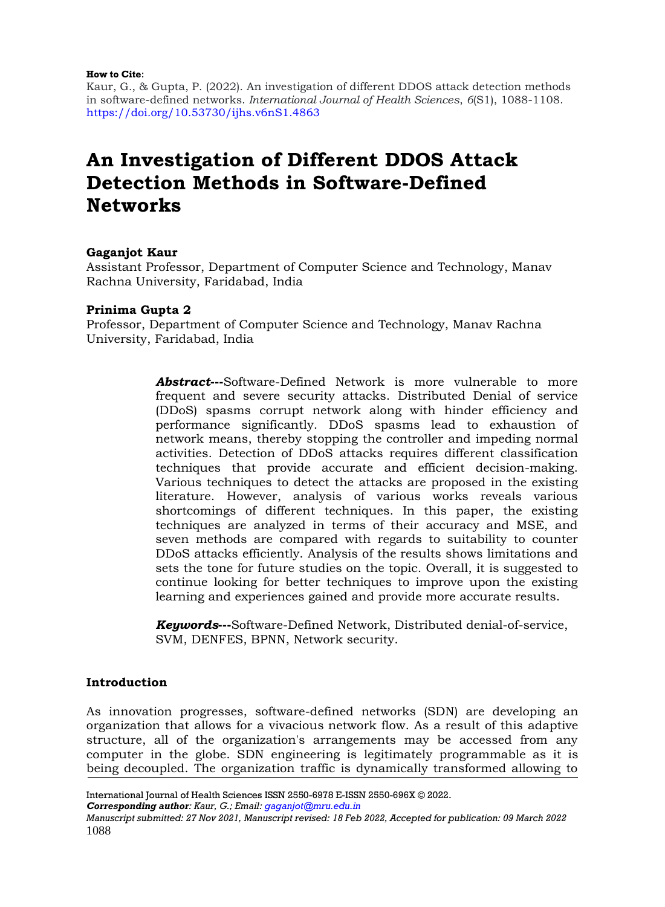**How to Cite**:

Kaur, G., & Gupta, P. (2022). An investigation of different DDOS attack detection methods in software-defined networks. *International Journal of Health Sciences*, *6*(S1), 1088-1108. https://doi.org/10.53730/ijhs.v6nS1.4863

# An Investigation of Different DDOS Attack Detection Methods in Software-Defined Networks

**Gaganjot Kaur**

Assistant Professor, Department of Computer Science and Technology, Manav Rachna University, Faridabad, India

**Prinima Gupta 2**

Professor, Department of Computer Science and Technology, Manav Rachna University, Faridabad, India

***Abstract*---**Software-Defined Network is more vulnerable to more frequent and severe security attacks. Distributed Denial of service (DDoS) spasms corrupt network along with hinder efficiency and performance significantly. DDoS spasms lead to exhaustion of network means, thereby stopping the controller and impeding normal activities. Detection of DDoS attacks requires different classification techniques that provide accurate and efficient decision-making. Various techniques to detect the attacks are proposed in the existing literature. However, analysis of various works reveals various shortcomings of different techniques. In this paper, the existing techniques are analyzed in terms of their accuracy and MSE, and seven methods are compared with regards to suitability to counter DDoS attacks efficiently. Analysis of the results shows limitations and sets the tone for future studies on the topic. Overall, it is suggested to continue looking for better techniques to improve upon the existing learning and experiences gained and provide more accurate results.

***Keywords*---**Software-Defined Network, Distributed denial-of-service, SVM, DENFES, BPNN, Network security.

## Introduction

As innovation progresses, software-defined networks (SDN) are developing an organization that allows for a vivacious network flow. As a result of this adaptive structure, all of the organization's arrangements may be accessed from any computer in the globe. SDN engineering is legitimately programmable as it is being decoupled. The organization traffic is dynamically transformed allowing to

International Journal of Health Sciences ISSN 2550-6978 E-ISSN 2550-696X © 2022.

***Corresponding author****: Kaur, G.; Email: gaganjot@mru.edu.in*

*Manuscript submitted: 27 Nov 2021, Manuscript revised: 18 Feb 2022, Accepted for publication: 09 March 2022*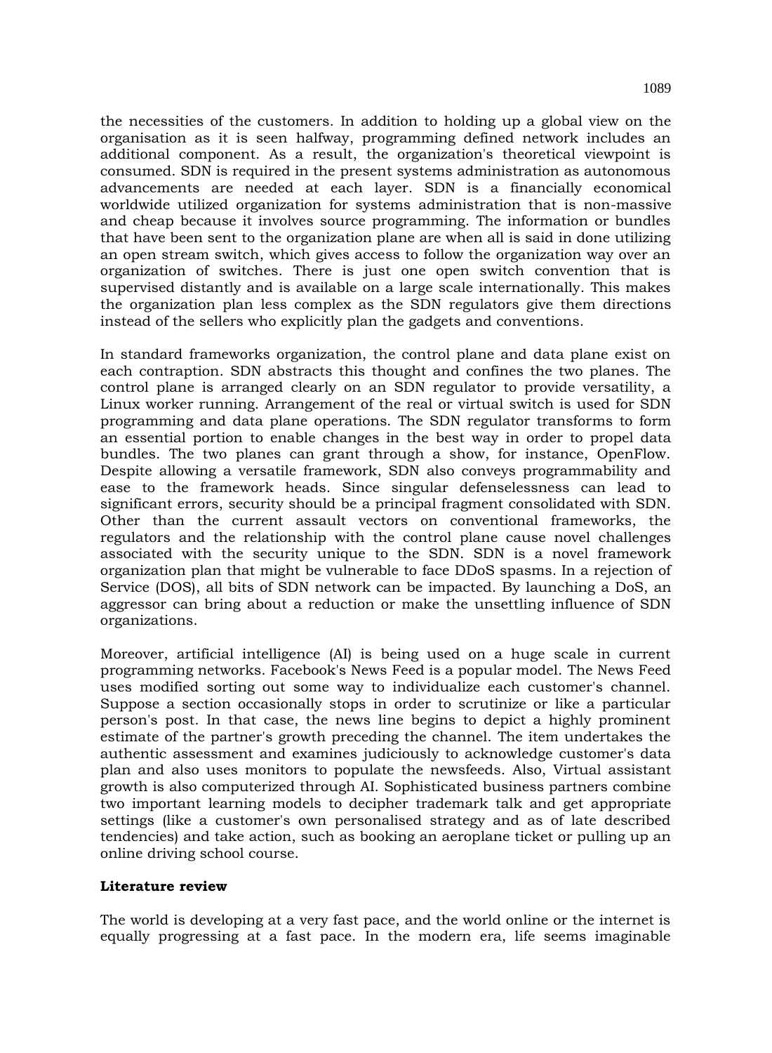the necessities of the customers. In addition to holding up a global view on the organisation as it is seen halfway, programming defined network includes an additional component. As a result, the organization's theoretical viewpoint is consumed. SDN is required in the present systems administration as autonomous advancements are needed at each layer. SDN is a financially economical worldwide utilized organization for systems administration that is non-massive and cheap because it involves source programming. The information or bundles that have been sent to the organization plane are when all is said in done utilizing an open stream switch, which gives access to follow the organization way over an organization of switches. There is just one open switch convention that is supervised distantly and is available on a large scale internationally. This makes the organization plan less complex as the SDN regulators give them directions instead of the sellers who explicitly plan the gadgets and conventions.

In standard frameworks organization, the control plane and data plane exist on each contraption. SDN abstracts this thought and confines the two planes. The control plane is arranged clearly on an SDN regulator to provide versatility, a Linux worker running. Arrangement of the real or virtual switch is used for SDN programming and data plane operations. The SDN regulator transforms to form an essential portion to enable changes in the best way in order to propel data bundles. The two planes can grant through a show, for instance, OpenFlow. Despite allowing a versatile framework, SDN also conveys programmability and ease to the framework heads. Since singular defenselessness can lead to significant errors, security should be a principal fragment consolidated with SDN. Other than the current assault vectors on conventional frameworks, the regulators and the relationship with the control plane cause novel challenges associated with the security unique to the SDN. SDN is a novel framework organization plan that might be vulnerable to face DDoS spasms. In a rejection of Service (DOS), all bits of SDN network can be impacted. By launching a DoS, an aggressor can bring about a reduction or make the unsettling influence of SDN organizations.

Moreover, artificial intelligence (AI) is being used on a huge scale in current programming networks. Facebook's News Feed is a popular model. The News Feed uses modified sorting out some way to individualize each customer's channel. Suppose a section occasionally stops in order to scrutinize or like a particular person's post. In that case, the news line begins to depict a highly prominent estimate of the partner's growth preceding the channel. The item undertakes the authentic assessment and examines judiciously to acknowledge customer's data plan and also uses monitors to populate the newsfeeds. Also, Virtual assistant growth is also computerized through AI. Sophisticated business partners combine two important learning models to decipher trademark talk and get appropriate settings (like a customer's own personalised strategy and as of late described tendencies) and take action, such as booking an aeroplane ticket or pulling up an online driving school course.

## Literature review

The world is developing at a very fast pace, and the world online or the internet is equally progressing at a fast pace. In the modern era, life seems imaginable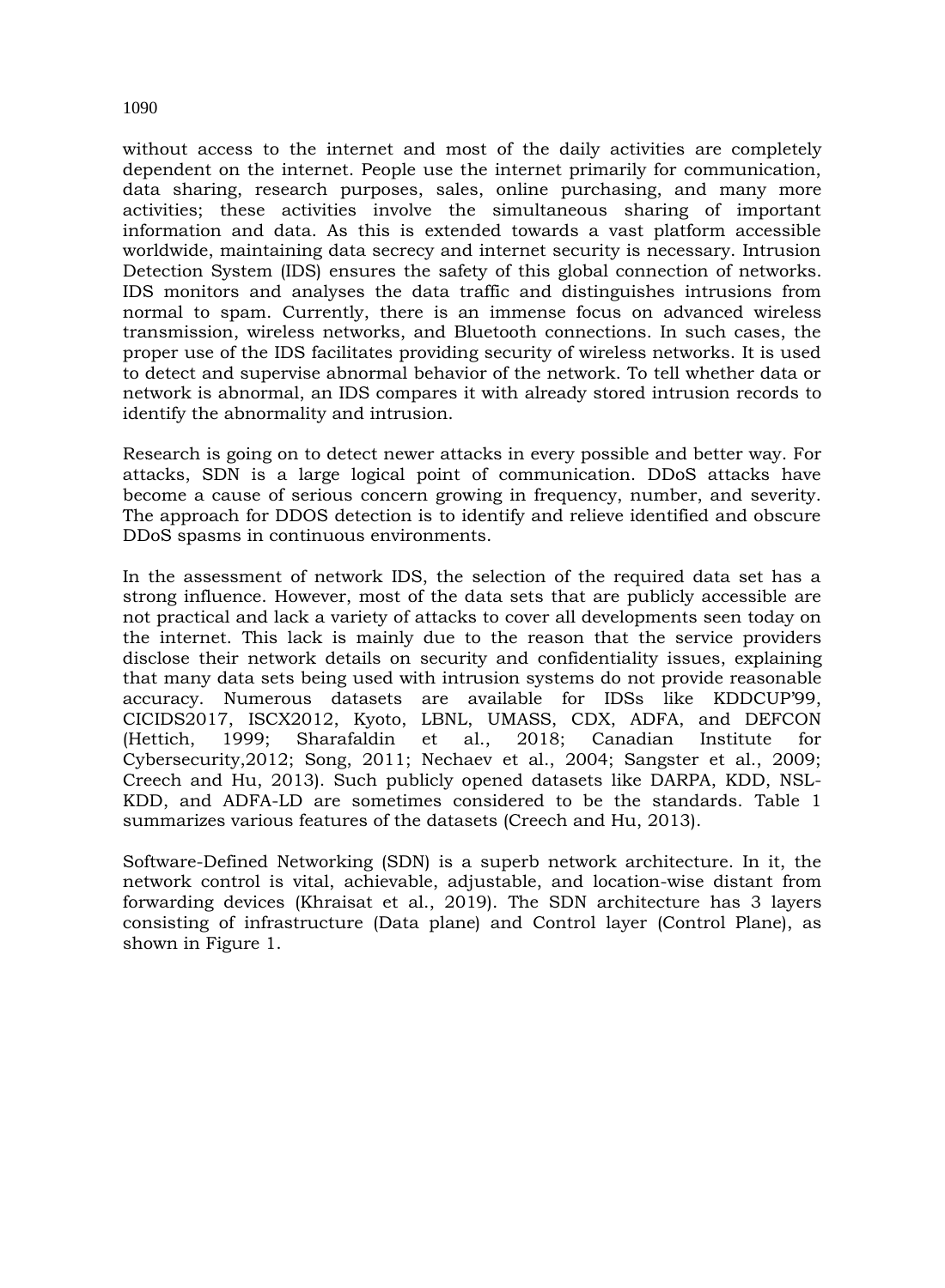without access to the internet and most of the daily activities are completely dependent on the internet. People use the internet primarily for communication, data sharing, research purposes, sales, online purchasing, and many more activities; these activities involve the simultaneous sharing of important information and data. As this is extended towards a vast platform accessible worldwide, maintaining data secrecy and internet security is necessary. Intrusion Detection System (IDS) ensures the safety of this global connection of networks. IDS monitors and analyses the data traffic and distinguishes intrusions from normal to spam. Currently, there is an immense focus on advanced wireless transmission, wireless networks, and Bluetooth connections. In such cases, the proper use of the IDS facilitates providing security of wireless networks. It is used to detect and supervise abnormal behavior of the network. To tell whether data or network is abnormal, an IDS compares it with already stored intrusion records to identify the abnormality and intrusion.

Research is going on to detect newer attacks in every possible and better way. For attacks, SDN is a large logical point of communication. DDoS attacks have become a cause of serious concern growing in frequency, number, and severity. The approach for DDOS detection is to identify and relieve identified and obscure DDoS spasms in continuous environments.

In the assessment of network IDS, the selection of the required data set has a strong influence. However, most of the data sets that are publicly accessible are not practical and lack a variety of attacks to cover all developments seen today on the internet. This lack is mainly due to the reason that the service providers disclose their network details on security and confidentiality issues, explaining that many data sets being used with intrusion systems do not provide reasonable accuracy. Numerous datasets are available for IDSs like KDDCUP'99, CICIDS2017, ISCX2012, Kyoto, LBNL, UMASS, CDX, ADFA, and DEFCON (Hettich, 1999; Sharafaldin et al., 2018; Canadian Institute for Cybersecurity,2012; Song, 2011; Nechaev et al., 2004; Sangster et al., 2009; Creech and Hu, 2013). Such publicly opened datasets like DARPA, KDD, NSL-KDD, and ADFA-LD are sometimes considered to be the standards. Table 1 summarizes various features of the datasets (Creech and Hu, 2013).

Software-Defined Networking (SDN) is a superb network architecture. In it, the network control is vital, achievable, adjustable, and location-wise distant from forwarding devices (Khraisat et al., 2019). The SDN architecture has 3 layers consisting of infrastructure (Data plane) and Control layer (Control Plane), as shown in Figure 1.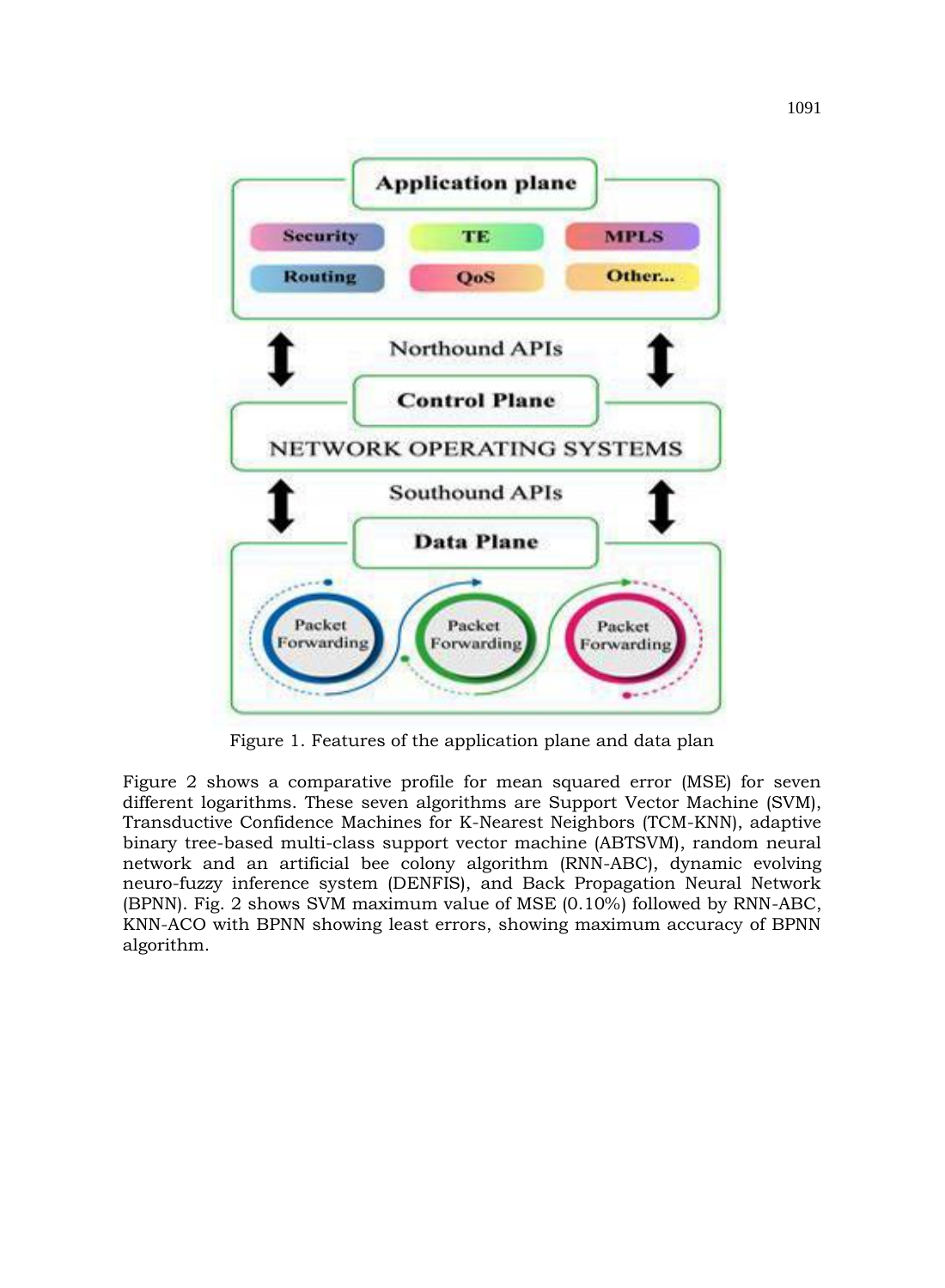Figure 1. Features of the application plane and data plan

Figure 2 shows a comparative profile for mean squared error (MSE) for seven different logarithms. These seven algorithms are Support Vector Machine (SVM), Transductive Confidence Machines for K-Nearest Neighbors (TCM-KNN), adaptive binary tree-based multi-class support vector machine (ABTSVM), random neural network and an artificial bee colony algorithm (RNN-ABC), dynamic evolving neuro-fuzzy inference system (DENFIS), and Back Propagation Neural Network (BPNN). Fig. 2 shows SVM maximum value of MSE (0.10%) followed by RNN-ABC, KNN-ACO with BPNN showing least errors, showing maximum accuracy of BPNN algorithm.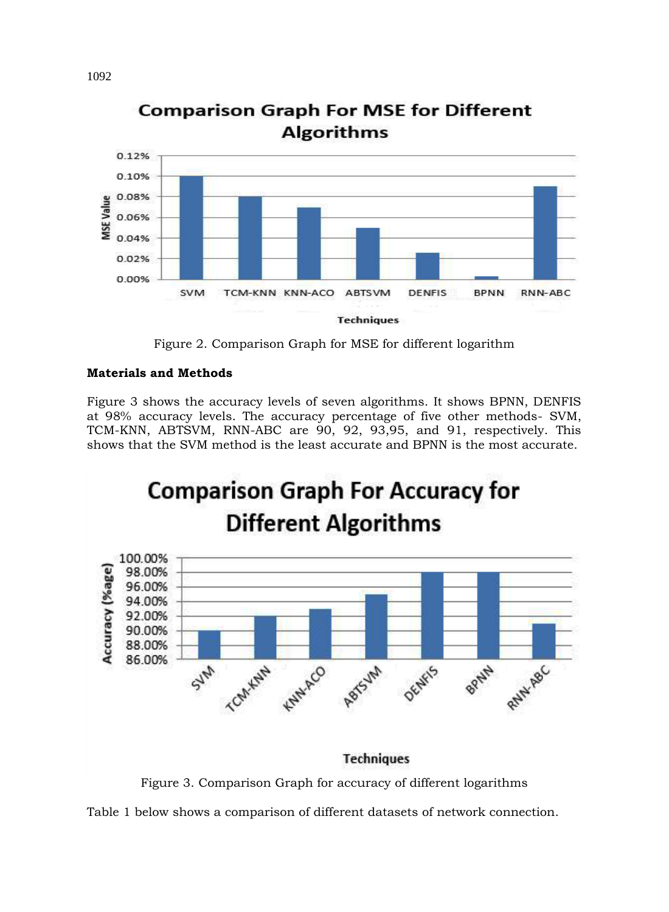Figure 2. Comparison Graph for MSE for different logarithm

**Materials and Methods**

Figure 3 shows the accuracy levels of seven algorithms. It shows BPNN, DENFIS at 98% accuracy levels. The accuracy percentage of five other methods- SVM, TCM-KNN, ABTSVM, RNN-ABC are 90, 92, 93,95, and 91, respectively. This shows that the SVM method is the least accurate and BPNN is the most accurate.

Figure 3. Comparison Graph for accuracy of different logarithms

Table 1 below shows a comparison of different datasets of network connection.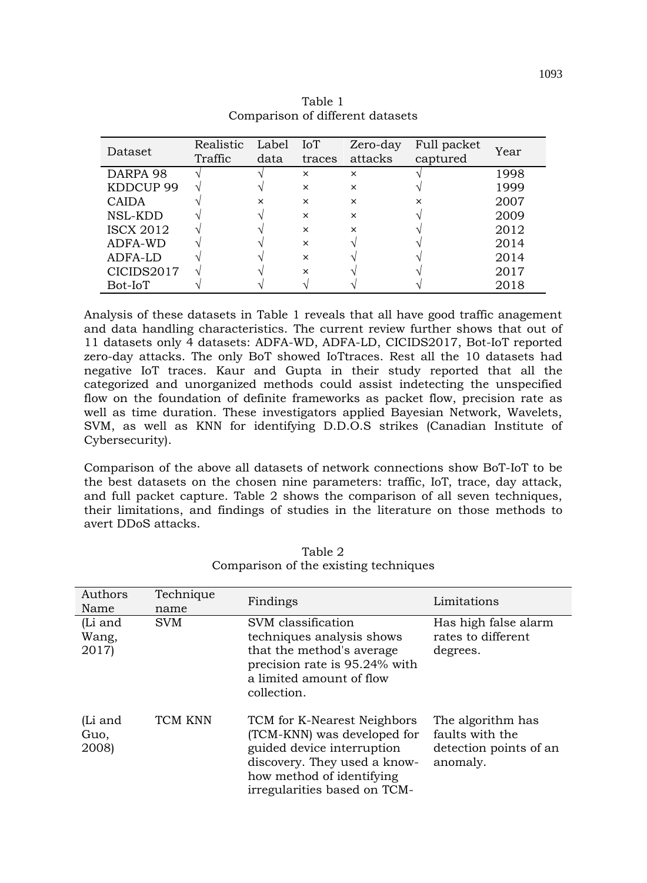Table 1
Comparison of different datasets

| Dataset | Realistic Traffic | Label data | IoT traces | Zero-day attacks | Full packet captured | Year |
|---|---|---|---|---|---|---|
| DARPA 98 | √ | √ | × | × | √ | 1998 |
| KDDCUP 99 | √ | √ | × | × | √ | 1999 |
| CAIDA | √ | × | × | × | × | 2007 |
| NSL-KDD | √ | √ | × | × | √ | 2009 |
| ISCX 2012 | √ | √ | × | × | √ | 2012 |
| ADFA-WD | √ | √ | × | √ | √ | 2014 |
| ADFA-LD | √ | √ | × | √ | √ | 2014 |
| CICIDS2017 | √ | √ | × | √ | √ | 2017 |
| Bot-IoT | √ | √ | √ | √ | √ | 2018 |

Analysis of these datasets in Table 1 reveals that all have good traffic anagement and data handling characteristics. The current review further shows that out of 11 datasets only 4 datasets: ADFA-WD, ADFA-LD, CICIDS2017, Bot-IoT reported zero-day attacks. The only BoT showed IoTtraces. Rest all the 10 datasets had negative IoT traces. Kaur and Gupta in their study reported that all the categorized and unorganized methods could assist indetecting the unspecified flow on the foundation of definite frameworks as packet flow, precision rate as well as time duration. These investigators applied Bayesian Network, Wavelets, SVM, as well as KNN for identifying D.D.O.S strikes (Canadian Institute of Cybersecurity).

Comparison of the above all datasets of network connections show BoT-IoT to be the best datasets on the chosen nine parameters: traffic, IoT, trace, day attack, and full packet capture. Table 2 shows the comparison of all seven techniques, their limitations, and findings of studies in the literature on those methods to avert DDoS attacks.

Table 2
Comparison of the existing techniques

| Authors Name | Technique name | Findings | Limitations |
|---|---|---|---|
| (Li and Wang, 2017) | SVM | SVM classification techniques analysis shows that the method's average precision rate is 95.24% with a limited amount of flow collection. | Has high false alarm rates to different degrees. |
| (Li and Guo, 2008) | TCM KNN | TCM for K-Nearest Neighbors (TCM-KNN) was developed for guided device interruption discovery. They used a know-how method of identifying irregularities based on TCM- | The algorithm has faults with the detection points of an anomaly. |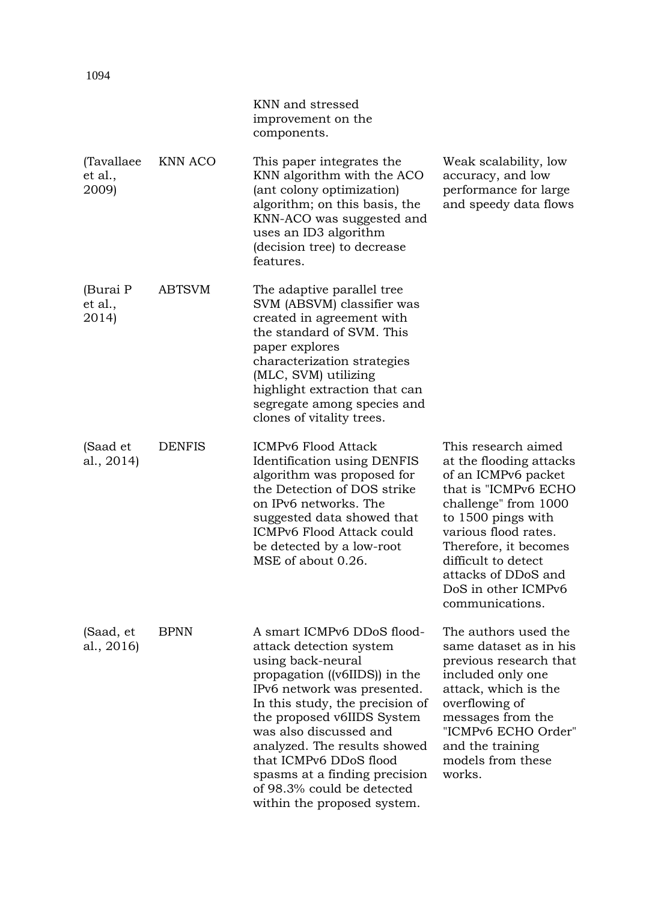| | | KNN and stressed improvement on the components. | |
|---|---|---|---|
| (Tavallaee et al., 2009) | KNN ACO | This paper integrates the KNN algorithm with the ACO (ant colony optimization) algorithm; on this basis, the KNN-ACO was suggested and uses an ID3 algorithm (decision tree) to decrease features. | Weak scalability, low accuracy, and low performance for large and speedy data flows |
| (Burai P et al., 2014) | ABTSVM | The adaptive parallel tree SVM (ABSVM) classifier was created in agreement with the standard of SVM. This paper explores characterization strategies (MLC, SVM) utilizing highlight extraction that can segregate among species and clones of vitality trees. | |
| (Saad et al., 2014) | DENFIS | ICMPv6 Flood Attack Identification using DENFIS algorithm was proposed for the Detection of DOS strike on IPv6 networks. The suggested data showed that ICMPv6 Flood Attack could be detected by a low-root MSE of about 0.26. | This research aimed at the flooding attacks of an ICMPv6 packet that is "ICMPv6 ECHO challenge" from 1000 to 1500 pings with various flood rates. Therefore, it becomes difficult to detect attacks of DDoS and DoS in other ICMPv6 communications. |
| (Saad, et al., 2016) | BPNN | A smart ICMPv6 DDoS flood-attack detection system using back-neural propagation ((v6IIDS)) in the IPv6 network was presented. In this study, the precision of the proposed v6IIDS System was also discussed and analyzed. The results showed that ICMPv6 DDoS flood spasms at a finding precision of 98.3% could be detected within the proposed system. | The authors used the same dataset as in his previous research that included only one attack, which is the overflowing of messages from the "ICMPv6 ECHO Order" and the training models from these works. |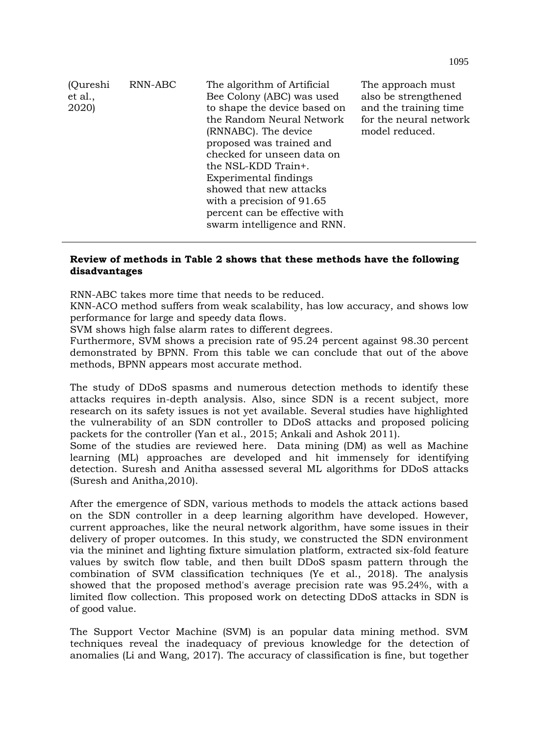| (Qureshi et al., 2020) | RNN-ABC | The algorithm of Artificial Bee Colony (ABC) was used to shape the device based on the Random Neural Network (RNNABC). The device proposed was trained and checked for unseen data on the NSL-KDD Train+. Experimental findings showed that new attacks with a precision of 91.65 percent can be effective with swarm intelligence and RNN. | The approach must also be strengthened and the training time for the neural network model reduced. |
|---|---|---|---|

**Review of methods in Table 2 shows that these methods have the following disadvantages**

RNN-ABC takes more time that needs to be reduced.
KNN-ACO method suffers from weak scalability, has low accuracy, and shows low performance for large and speedy data flows.
SVM shows high false alarm rates to different degrees.
Furthermore, SVM shows a precision rate of 95.24 percent against 98.30 percent demonstrated by BPNN. From this table we can conclude that out of the above methods, BPNN appears most accurate method.

The study of DDoS spasms and numerous detection methods to identify these attacks requires in-depth analysis. Also, since SDN is a recent subject, more research on its safety issues is not yet available. Several studies have highlighted the vulnerability of an SDN controller to DDoS attacks and proposed policing packets for the controller (Yan et al., 2015; Ankali and Ashok 2011).
Some of the studies are reviewed here. Data mining (DM) as well as Machine learning (ML) approaches are developed and hit immensely for identifying detection. Suresh and Anitha assessed several ML algorithms for DDoS attacks (Suresh and Anitha,2010).

After the emergence of SDN, various methods to models the attack actions based on the SDN controller in a deep learning algorithm have developed. However, current approaches, like the neural network algorithm, have some issues in their delivery of proper outcomes. In this study, we constructed the SDN environment via the mininet and lighting fixture simulation platform, extracted six-fold feature values by switch flow table, and then built DDoS spasm pattern through the combination of SVM classification techniques (Ye et al., 2018). The analysis showed that the proposed method's average precision rate was 95.24%, with a limited flow collection. This proposed work on detecting DDoS attacks in SDN is of good value.

The Support Vector Machine (SVM) is an popular data mining method. SVM techniques reveal the inadequacy of previous knowledge for the detection of anomalies (Li and Wang, 2017). The accuracy of classification is fine, but together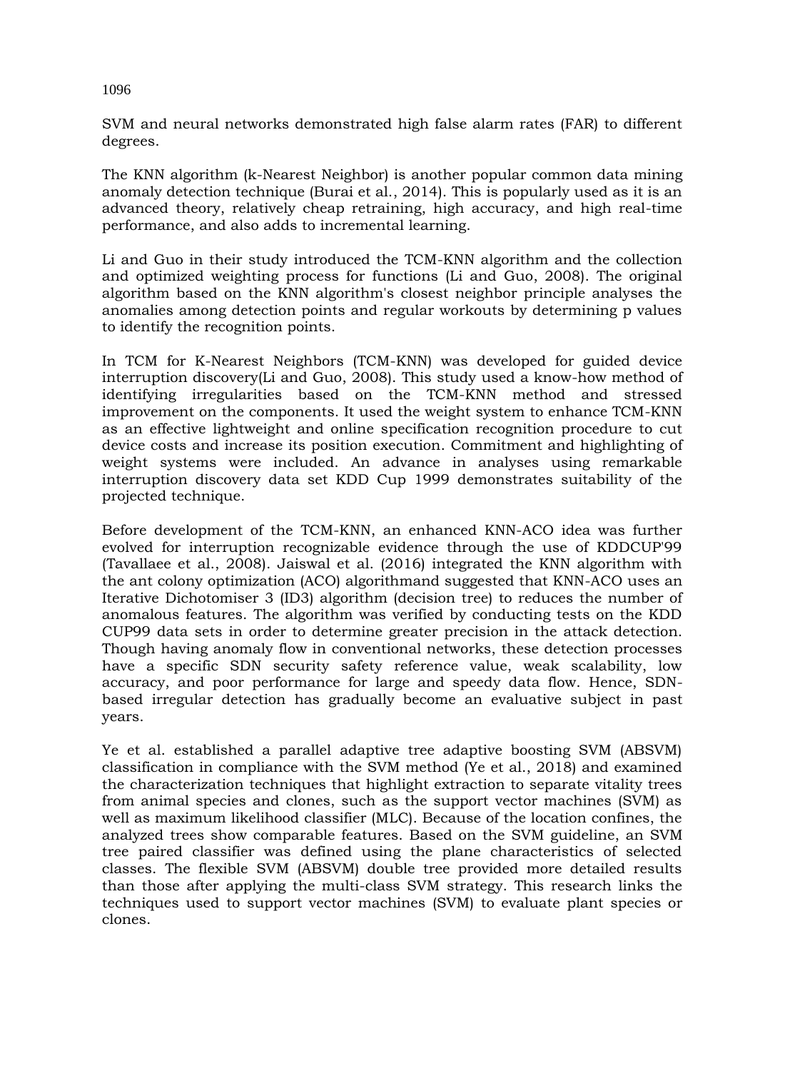SVM and neural networks demonstrated high false alarm rates (FAR) to different degrees.

The KNN algorithm (k-Nearest Neighbor) is another popular common data mining anomaly detection technique (Burai et al., 2014). This is popularly used as it is an advanced theory, relatively cheap retraining, high accuracy, and high real-time performance, and also adds to incremental learning.

Li and Guo in their study introduced the TCM-KNN algorithm and the collection and optimized weighting process for functions (Li and Guo, 2008). The original algorithm based on the KNN algorithm's closest neighbor principle analyses the anomalies among detection points and regular workouts by determining p values to identify the recognition points.

In TCM for K-Nearest Neighbors (TCM-KNN) was developed for guided device interruption discovery(Li and Guo, 2008). This study used a know-how method of identifying irregularities based on the TCM-KNN method and stressed improvement on the components. It used the weight system to enhance TCM-KNN as an effective lightweight and online specification recognition procedure to cut device costs and increase its position execution. Commitment and highlighting of weight systems were included. An advance in analyses using remarkable interruption discovery data set KDD Cup 1999 demonstrates suitability of the projected technique.

Before development of the TCM-KNN, an enhanced KNN-ACO idea was further evolved for interruption recognizable evidence through the use of KDDCUP'99 (Tavallaee et al., 2008). Jaiswal et al. (2016) integrated the KNN algorithm with the ant colony optimization (ACO) algorithmand suggested that KNN-ACO uses an Iterative Dichotomiser 3 (ID3) algorithm (decision tree) to reduces the number of anomalous features. The algorithm was verified by conducting tests on the KDD CUP99 data sets in order to determine greater precision in the attack detection. Though having anomaly flow in conventional networks, these detection processes have a specific SDN security safety reference value, weak scalability, low accuracy, and poor performance for large and speedy data flow. Hence, SDN-based irregular detection has gradually become an evaluative subject in past years.

Ye et al. established a parallel adaptive tree adaptive boosting SVM (ABSVM) classification in compliance with the SVM method (Ye et al., 2018) and examined the characterization techniques that highlight extraction to separate vitality trees from animal species and clones, such as the support vector machines (SVM) as well as maximum likelihood classifier (MLC). Because of the location confines, the analyzed trees show comparable features. Based on the SVM guideline, an SVM tree paired classifier was defined using the plane characteristics of selected classes. The flexible SVM (ABSVM) double tree provided more detailed results than those after applying the multi-class SVM strategy. This research links the techniques used to support vector machines (SVM) to evaluate plant species or clones.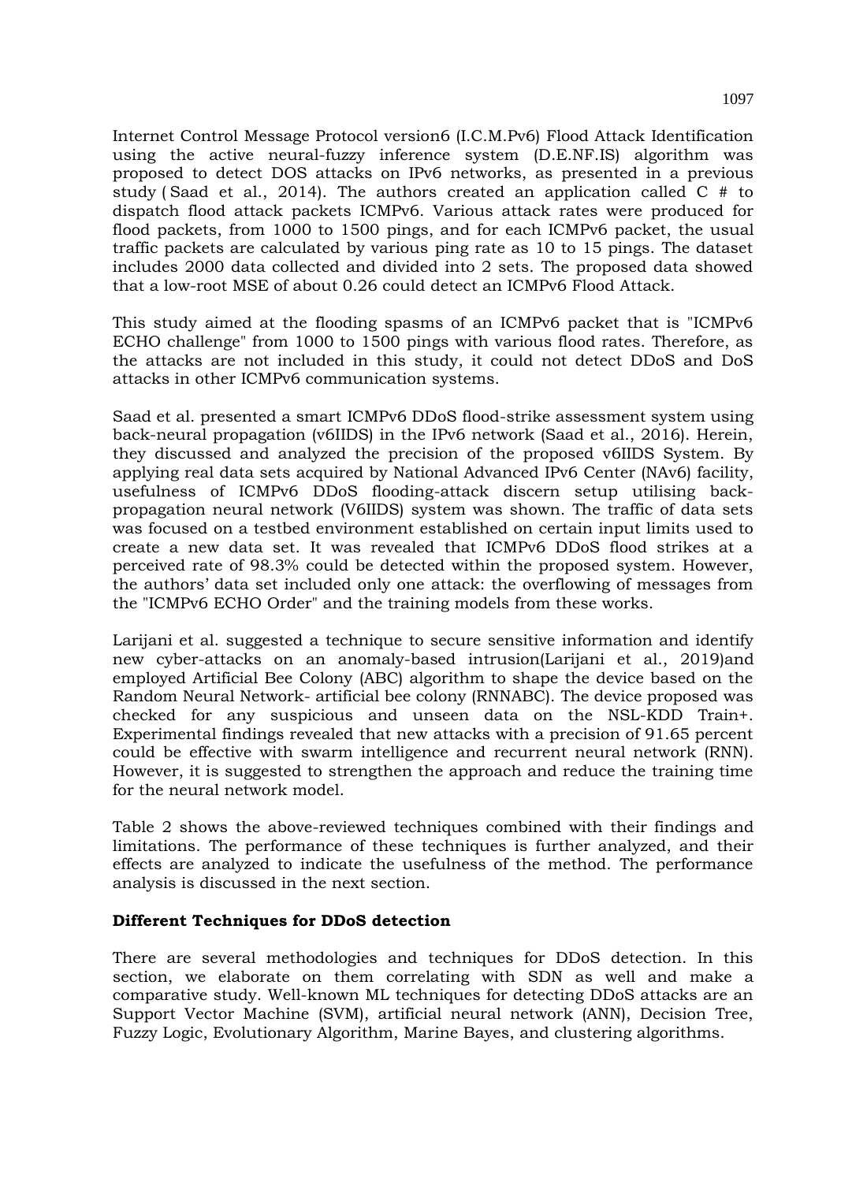Internet Control Message Protocol version6 (I.C.M.Pv6) Flood Attack Identification using the active neural-fuzzy inference system (D.E.NF.IS) algorithm was proposed to detect DOS attacks on IPv6 networks, as presented in a previous study ( Saad et al., 2014). The authors created an application called C # to dispatch flood attack packets ICMPv6. Various attack rates were produced for flood packets, from 1000 to 1500 pings, and for each ICMPv6 packet, the usual traffic packets are calculated by various ping rate as 10 to 15 pings. The dataset includes 2000 data collected and divided into 2 sets. The proposed data showed that a low-root MSE of about 0.26 could detect an ICMPv6 Flood Attack.

This study aimed at the flooding spasms of an ICMPv6 packet that is "ICMPv6 ECHO challenge" from 1000 to 1500 pings with various flood rates. Therefore, as the attacks are not included in this study, it could not detect DDoS and DoS attacks in other ICMPv6 communication systems.

Saad et al. presented a smart ICMPv6 DDoS flood-strike assessment system using back-neural propagation (v6IIDS) in the IPv6 network (Saad et al., 2016). Herein, they discussed and analyzed the precision of the proposed v6IIDS System. By applying real data sets acquired by National Advanced IPv6 Center (NAv6) facility, usefulness of ICMPv6 DDoS flooding-attack discern setup utilising back-propagation neural network (V6IIDS) system was shown. The traffic of data sets was focused on a testbed environment established on certain input limits used to create a new data set. It was revealed that ICMPv6 DDoS flood strikes at a perceived rate of 98.3% could be detected within the proposed system. However, the authors' data set included only one attack: the overflowing of messages from the "ICMPv6 ECHO Order" and the training models from these works.

Larijani et al. suggested a technique to secure sensitive information and identify new cyber-attacks on an anomaly-based intrusion(Larijani et al., 2019)and employed Artificial Bee Colony (ABC) algorithm to shape the device based on the Random Neural Network- artificial bee colony (RNNABC). The device proposed was checked for any suspicious and unseen data on the NSL-KDD Train+. Experimental findings revealed that new attacks with a precision of 91.65 percent could be effective with swarm intelligence and recurrent neural network (RNN). However, it is suggested to strengthen the approach and reduce the training time for the neural network model.

Table 2 shows the above-reviewed techniques combined with their findings and limitations. The performance of these techniques is further analyzed, and their effects are analyzed to indicate the usefulness of the method. The performance analysis is discussed in the next section.

**Different Techniques for DDoS detection**

There are several methodologies and techniques for DDoS detection. In this section, we elaborate on them correlating with SDN as well and make a comparative study. Well-known ML techniques for detecting DDoS attacks are an Support Vector Machine (SVM), artificial neural network (ANN), Decision Tree, Fuzzy Logic, Evolutionary Algorithm, Marine Bayes, and clustering algorithms.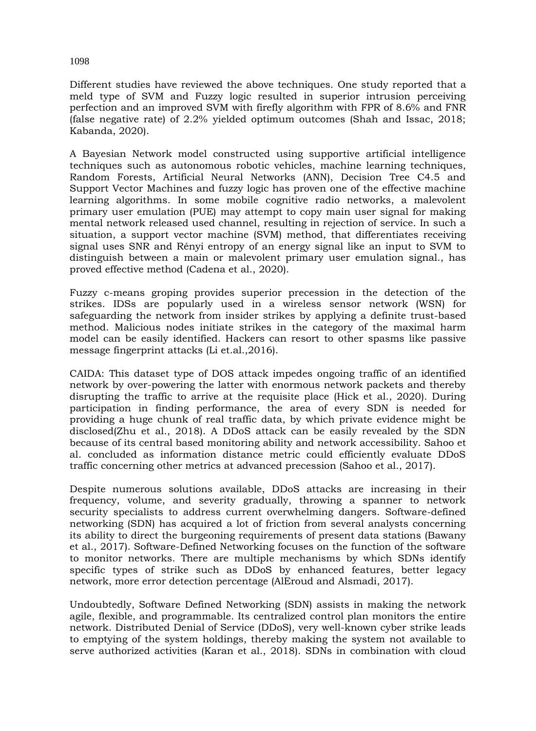Different studies have reviewed the above techniques. One study reported that a meld type of SVM and Fuzzy logic resulted in superior intrusion perceiving perfection and an improved SVM with firefly algorithm with FPR of 8.6% and FNR (false negative rate) of 2.2% yielded optimum outcomes (Shah and Issac, 2018; Kabanda, 2020).

A Bayesian Network model constructed using supportive artificial intelligence techniques such as autonomous robotic vehicles, machine learning techniques, Random Forests, Artificial Neural Networks (ANN), Decision Tree C4.5 and Support Vector Machines and fuzzy logic has proven one of the effective machine learning algorithms. In some mobile cognitive radio networks, a malevolent primary user emulation (PUE) may attempt to copy main user signal for making mental network released used channel, resulting in rejection of service. In such a situation, a support vector machine (SVM) method, that differentiates receiving signal uses SNR and Rényi entropy of an energy signal like an input to SVM to distinguish between a main or malevolent primary user emulation signal., has proved effective method (Cadena et al., 2020).

Fuzzy c-means groping provides superior precession in the detection of the strikes. IDSs are popularly used in a wireless sensor network (WSN) for safeguarding the network from insider strikes by applying a definite trust-based method. Malicious nodes initiate strikes in the category of the maximal harm model can be easily identified. Hackers can resort to other spasms like passive message fingerprint attacks (Li et.al.,2016).

CAIDA: This dataset type of DOS attack impedes ongoing traffic of an identified network by over-powering the latter with enormous network packets and thereby disrupting the traffic to arrive at the requisite place (Hick et al., 2020). During participation in finding performance, the area of every SDN is needed for providing a huge chunk of real traffic data, by which private evidence might be disclosed(Zhu et al., 2018). A DDoS attack can be easily revealed by the SDN because of its central based monitoring ability and network accessibility. Sahoo et al. concluded as information distance metric could efficiently evaluate DDoS traffic concerning other metrics at advanced precession (Sahoo et al., 2017).

Despite numerous solutions available, DDoS attacks are increasing in their frequency, volume, and severity gradually, throwing a spanner to network security specialists to address current overwhelming dangers. Software-defined networking (SDN) has acquired a lot of friction from several analysts concerning its ability to direct the burgeoning requirements of present data stations (Bawany et al., 2017). Software-Defined Networking focuses on the function of the software to monitor networks. There are multiple mechanisms by which SDNs identify specific types of strike such as DDoS by enhanced features, better legacy network, more error detection percentage (AlEroud and Alsmadi, 2017).

Undoubtedly, Software Defined Networking (SDN) assists in making the network agile, flexible, and programmable. Its centralized control plan monitors the entire network. Distributed Denial of Service (DDoS), very well-known cyber strike leads to emptying of the system holdings, thereby making the system not available to serve authorized activities (Karan et al., 2018). SDNs in combination with cloud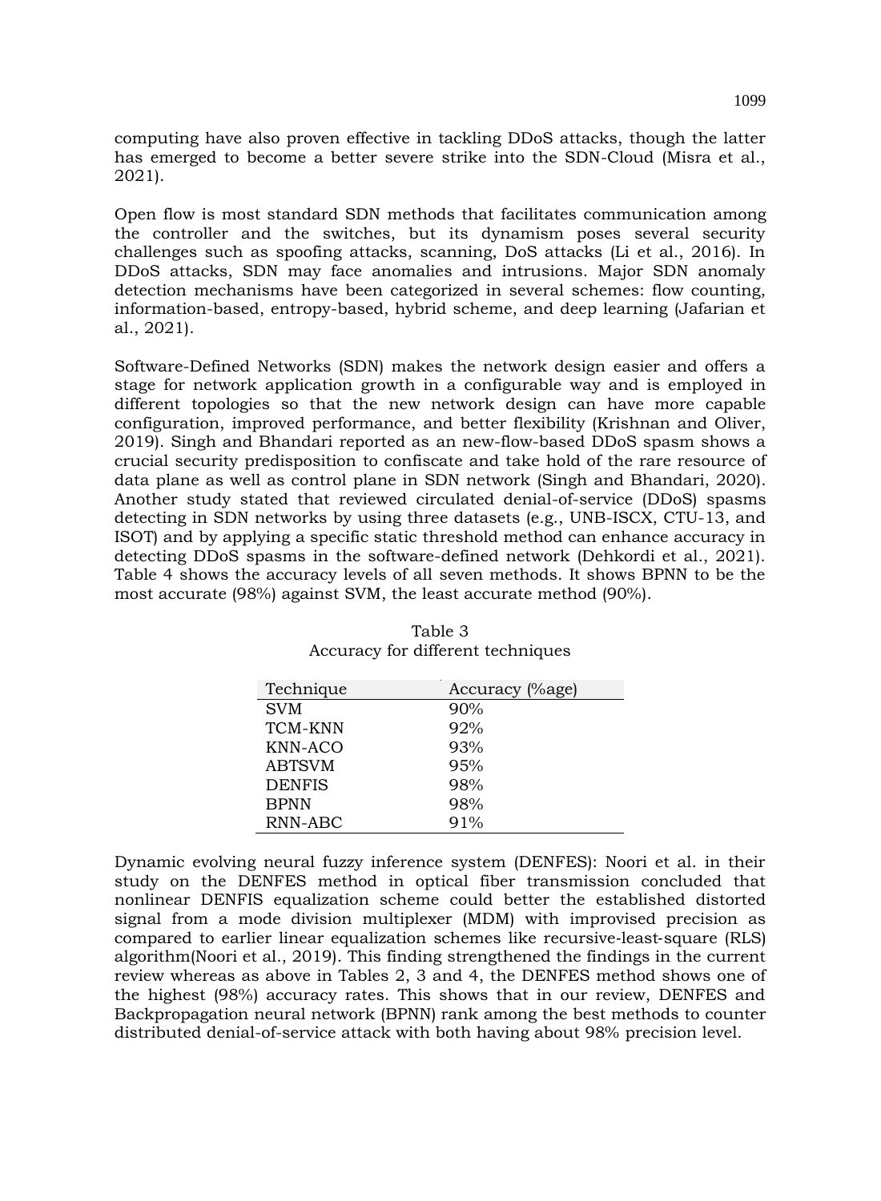computing have also proven effective in tackling DDoS attacks, though the latter has emerged to become a better severe strike into the SDN-Cloud (Misra et al., 2021).

Open flow is most standard SDN methods that facilitates communication among the controller and the switches, but its dynamism poses several security challenges such as spoofing attacks, scanning, DoS attacks (Li et al., 2016). In DDoS attacks, SDN may face anomalies and intrusions. Major SDN anomaly detection mechanisms have been categorized in several schemes: flow counting, information-based, entropy-based, hybrid scheme, and deep learning (Jafarian et al., 2021).

Software-Defined Networks (SDN) makes the network design easier and offers a stage for network application growth in a configurable way and is employed in different topologies so that the new network design can have more capable configuration, improved performance, and better flexibility (Krishnan and Oliver, 2019). Singh and Bhandari reported as an new-flow-based DDoS spasm shows a crucial security predisposition to confiscate and take hold of the rare resource of data plane as well as control plane in SDN network (Singh and Bhandari, 2020). Another study stated that reviewed circulated denial-of-service (DDoS) spasms detecting in SDN networks by using three datasets (e.g., UNB-ISCX, CTU-13, and ISOT) and by applying a specific static threshold method can enhance accuracy in detecting DDoS spasms in the software-defined network (Dehkordi et al., 2021). Table 4 shows the accuracy levels of all seven methods. It shows BPNN to be the most accurate (98%) against SVM, the least accurate method (90%).

Table 3
Accuracy for different techniques

| Technique | Accuracy (%age) |
|---|---|
| SVM | 90% |
| TCM-KNN | 92% |
| KNN-ACO | 93% |
| ABTSVM | 95% |
| DENFIS | 98% |
| BPNN | 98% |
| RNN-ABC | 91% |

Dynamic evolving neural fuzzy inference system (DENFES): Noori et al. in their study on the DENFES method in optical fiber transmission concluded that nonlinear DENFIS equalization scheme could better the established distorted signal from a mode division multiplexer (MDM) with improvised precision as compared to earlier linear equalization schemes like recursive-least-square (RLS) algorithm(Noori et al., 2019). This finding strengthened the findings in the current review whereas as above in Tables 2, 3 and 4, the DENFES method shows one of the highest (98%) accuracy rates. This shows that in our review, DENFES and Backpropagation neural network (BPNN) rank among the best methods to counter distributed denial-of-service attack with both having about 98% precision level.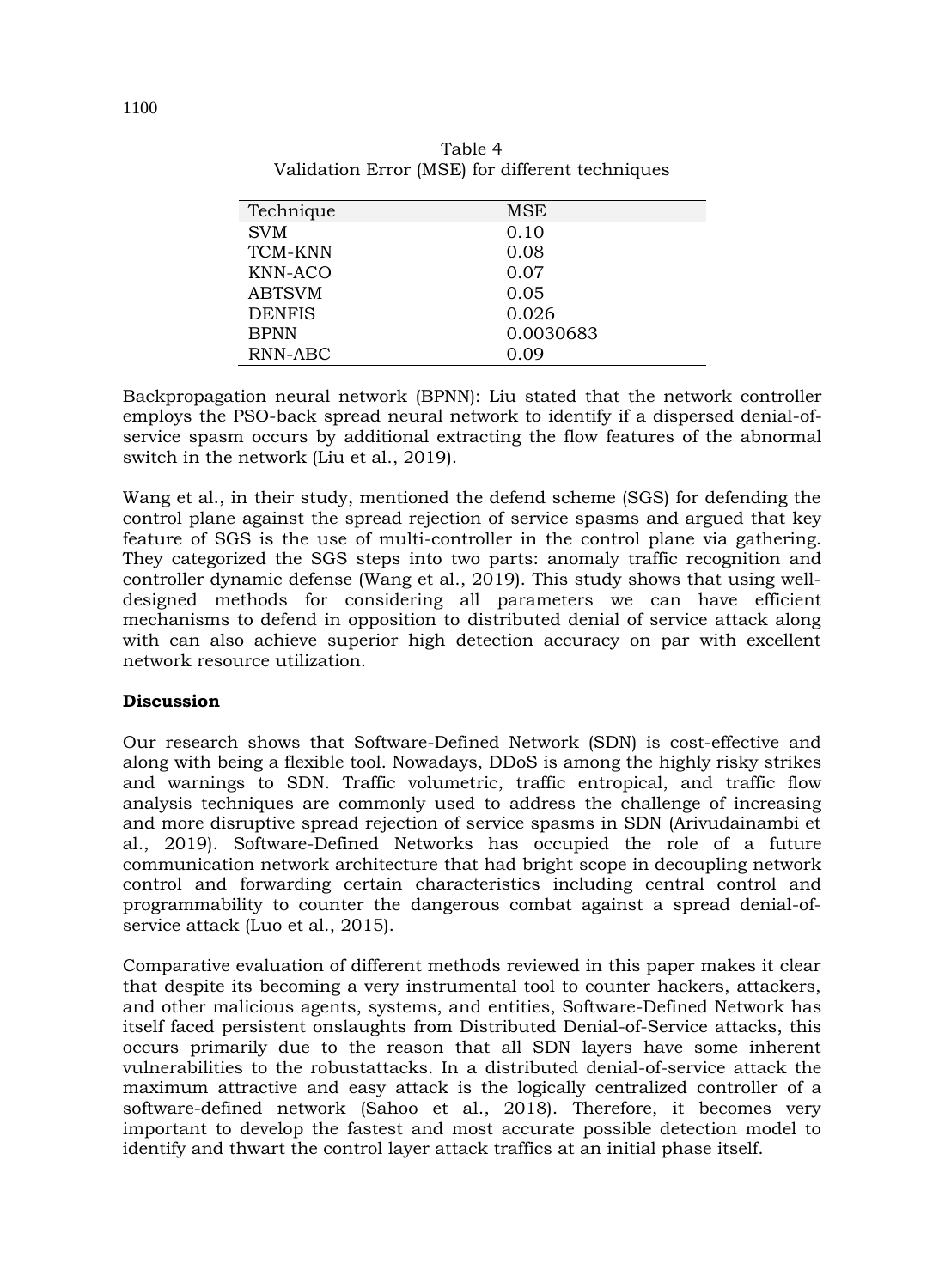Table 4
Validation Error (MSE) for different techniques

| Technique | MSE |
|---|---|
| SVM | 0.10 |
| TCM-KNN | 0.08 |
| KNN-ACO | 0.07 |
| ABTSVM | 0.05 |
| DENFIS | 0.026 |
| BPNN | 0.0030683 |
| RNN-ABC | 0.09 |

Backpropagation neural network (BPNN): Liu stated that the network controller employs the PSO-back spread neural network to identify if a dispersed denial-of-service spasm occurs by additional extracting the flow features of the abnormal switch in the network (Liu et al., 2019).

Wang et al., in their study, mentioned the defend scheme (SGS) for defending the control plane against the spread rejection of service spasms and argued that key feature of SGS is the use of multi-controller in the control plane via gathering. They categorized the SGS steps into two parts: anomaly traffic recognition and controller dynamic defense (Wang et al., 2019). This study shows that using well-designed methods for considering all parameters we can have efficient mechanisms to defend in opposition to distributed denial of service attack along with can also achieve superior high detection accuracy on par with excellent network resource utilization.

**Discussion**

Our research shows that Software-Defined Network (SDN) is cost-effective and along with being a flexible tool. Nowadays, DDoS is among the highly risky strikes and warnings to SDN. Traffic volumetric, traffic entropical, and traffic flow analysis techniques are commonly used to address the challenge of increasing and more disruptive spread rejection of service spasms in SDN (Arivudainambi et al., 2019). Software-Defined Networks has occupied the role of a future communication network architecture that had bright scope in decoupling network control and forwarding certain characteristics including central control and programmability to counter the dangerous combat against a spread denial-of-service attack (Luo et al., 2015).

Comparative evaluation of different methods reviewed in this paper makes it clear that despite its becoming a very instrumental tool to counter hackers, attackers, and other malicious agents, systems, and entities, Software-Defined Network has itself faced persistent onslaughts from Distributed Denial-of-Service attacks, this occurs primarily due to the reason that all SDN layers have some inherent vulnerabilities to the robustattacks. In a distributed denial-of-service attack the maximum attractive and easy attack is the logically centralized controller of a software-defined network (Sahoo et al., 2018). Therefore, it becomes very important to develop the fastest and most accurate possible detection model to identify and thwart the control layer attack traffics at an initial phase itself.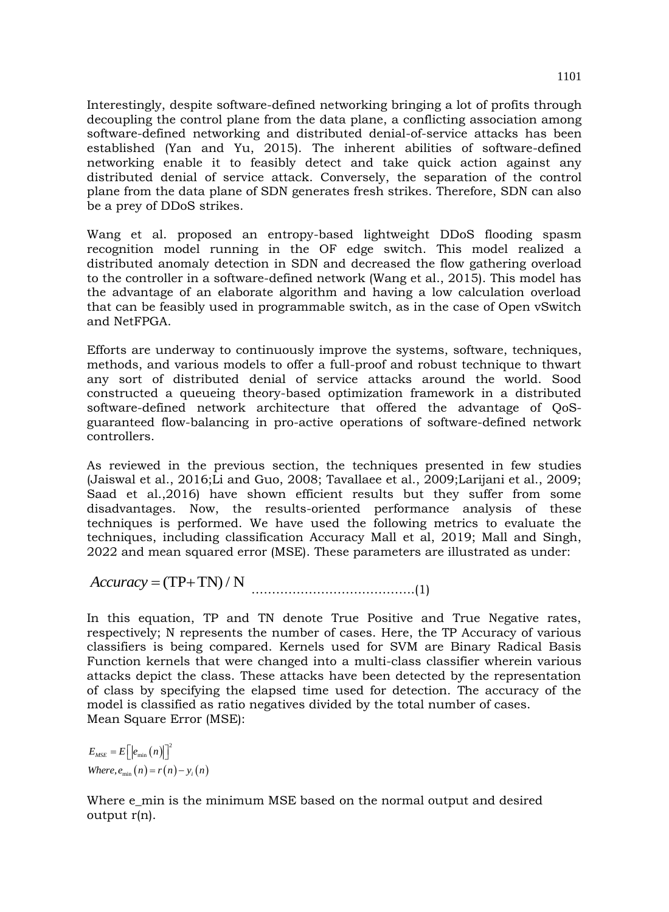Interestingly, despite software-defined networking bringing a lot of profits through decoupling the control plane from the data plane, a conflicting association among software-defined networking and distributed denial-of-service attacks has been established (Yan and Yu, 2015). The inherent abilities of software-defined networking enable it to feasibly detect and take quick action against any distributed denial of service attack. Conversely, the separation of the control plane from the data plane of SDN generates fresh strikes. Therefore, SDN can also be a prey of DDoS strikes.

Wang et al. proposed an entropy-based lightweight DDoS flooding spasm recognition model running in the OF edge switch. This model realized a distributed anomaly detection in SDN and decreased the flow gathering overload to the controller in a software-defined network (Wang et al., 2015). This model has the advantage of an elaborate algorithm and having a low calculation overload that can be feasibly used in programmable switch, as in the case of Open vSwitch and NetFPGA.

Efforts are underway to continuously improve the systems, software, techniques, methods, and various models to offer a full-proof and robust technique to thwart any sort of distributed denial of service attacks around the world. Sood constructed a queueing theory-based optimization framework in a distributed software-defined network architecture that offered the advantage of QoS-guaranteed flow-balancing in pro-active operations of software-defined network controllers.

As reviewed in the previous section, the techniques presented in few studies (Jaiswal et al., 2016;Li and Guo, 2008; Tavallaee et al., 2009;Larijani et al., 2009; Saad et al.,2016) have shown efficient results but they suffer from some disadvantages. Now, the results-oriented performance analysis of these techniques is performed. We have used the following metrics to evaluate the techniques, including classification Accuracy Mall et al, 2019; Mall and Singh, 2022 and mean squared error (MSE). These parameters are illustrated as under:

$$Accuracy = (\mathrm{TP} + \mathrm{TN}) / \mathrm{N} \qquad \text{.......................................(1)}$$

In this equation, TP and TN denote True Positive and True Negative rates, respectively; N represents the number of cases. Here, the TP Accuracy of various classifiers is being compared. Kernels used for SVM are Binary Radical Basis Function kernels that were changed into a multi-class classifier wherein various attacks depict the class. These attacks have been detected by the representation of class by specifying the elapsed time used for detection. The accuracy of the model is classified as ratio negatives divided by the total number of cases.
Mean Square Error (MSE):

$$E_{MSE} = E\left[\left|e_{\min}(n)\right|\right]^2$$
$$Where, e_{\min}(n) = r(n) - y_i(n)$$

Where e_min is the minimum MSE based on the normal output and desired output r(n).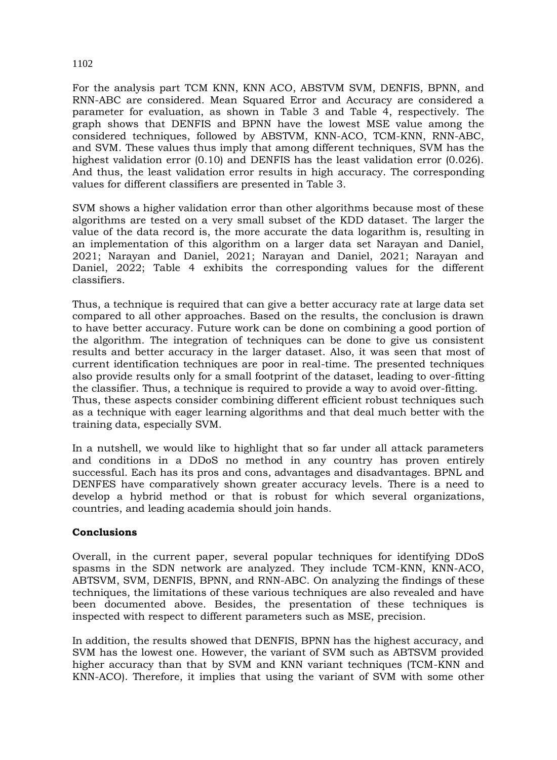For the analysis part TCM KNN, KNN ACO, ABSTVM SVM, DENFIS, BPNN, and RNN-ABC are considered. Mean Squared Error and Accuracy are considered a parameter for evaluation, as shown in Table 3 and Table 4, respectively. The graph shows that DENFIS and BPNN have the lowest MSE value among the considered techniques, followed by ABSTVM, KNN-ACO, TCM-KNN, RNN-ABC, and SVM. These values thus imply that among different techniques, SVM has the highest validation error (0.10) and DENFIS has the least validation error (0.026). And thus, the least validation error results in high accuracy. The corresponding values for different classifiers are presented in Table 3.

SVM shows a higher validation error than other algorithms because most of these algorithms are tested on a very small subset of the KDD dataset. The larger the value of the data record is, the more accurate the data logarithm is, resulting in an implementation of this algorithm on a larger data set Narayan and Daniel, 2021; Narayan and Daniel, 2021; Narayan and Daniel, 2021; Narayan and Daniel, 2022; Table 4 exhibits the corresponding values for the different classifiers.

Thus, a technique is required that can give a better accuracy rate at large data set compared to all other approaches. Based on the results, the conclusion is drawn to have better accuracy. Future work can be done on combining a good portion of the algorithm. The integration of techniques can be done to give us consistent results and better accuracy in the larger dataset. Also, it was seen that most of current identification techniques are poor in real-time. The presented techniques also provide results only for a small footprint of the dataset, leading to over-fitting the classifier. Thus, a technique is required to provide a way to avoid over-fitting. Thus, these aspects consider combining different efficient robust techniques such as a technique with eager learning algorithms and that deal much better with the training data, especially SVM.

In a nutshell, we would like to highlight that so far under all attack parameters and conditions in a DDoS no method in any country has proven entirely successful. Each has its pros and cons, advantages and disadvantages. BPNL and DENFES have comparatively shown greater accuracy levels. There is a need to develop a hybrid method or that is robust for which several organizations, countries, and leading academia should join hands.

## Conclusions

Overall, in the current paper, several popular techniques for identifying DDoS spasms in the SDN network are analyzed. They include TCM-KNN, KNN-ACO, ABTSVM, SVM, DENFIS, BPNN, and RNN-ABC. On analyzing the findings of these techniques, the limitations of these various techniques are also revealed and have been documented above. Besides, the presentation of these techniques is inspected with respect to different parameters such as MSE, precision.

In addition, the results showed that DENFIS, BPNN has the highest accuracy, and SVM has the lowest one. However, the variant of SVM such as ABTSVM provided higher accuracy than that by SVM and KNN variant techniques (TCM-KNN and KNN-ACO). Therefore, it implies that using the variant of SVM with some other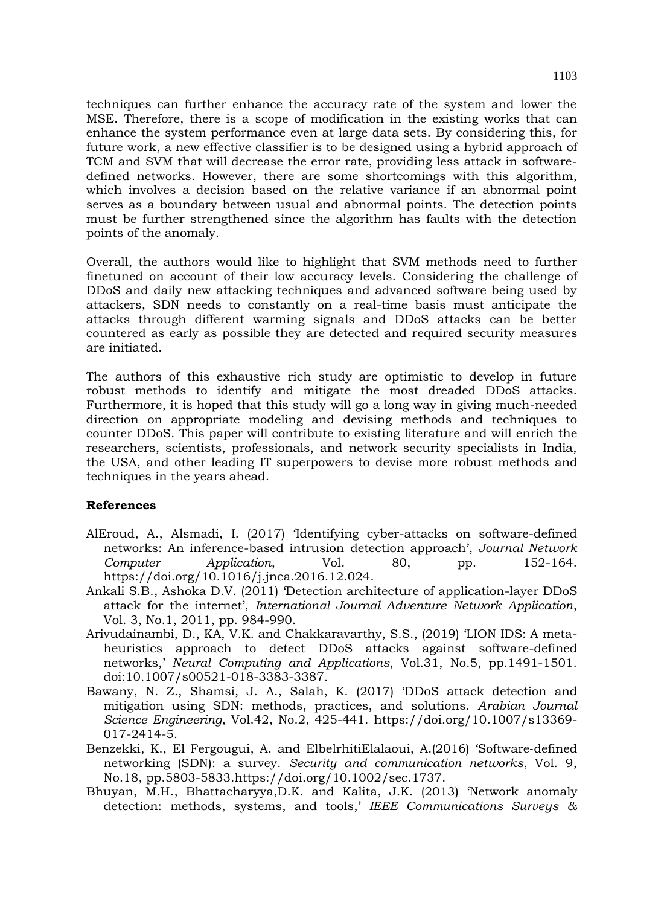techniques can further enhance the accuracy rate of the system and lower the MSE. Therefore, there is a scope of modification in the existing works that can enhance the system performance even at large data sets. By considering this, for future work, a new effective classifier is to be designed using a hybrid approach of TCM and SVM that will decrease the error rate, providing less attack in software-defined networks. However, there are some shortcomings with this algorithm, which involves a decision based on the relative variance if an abnormal point serves as a boundary between usual and abnormal points. The detection points must be further strengthened since the algorithm has faults with the detection points of the anomaly.

Overall, the authors would like to highlight that SVM methods need to further finetuned on account of their low accuracy levels. Considering the challenge of DDoS and daily new attacking techniques and advanced software being used by attackers, SDN needs to constantly on a real-time basis must anticipate the attacks through different warming signals and DDoS attacks can be better countered as early as possible they are detected and required security measures are initiated.

The authors of this exhaustive rich study are optimistic to develop in future robust methods to identify and mitigate the most dreaded DDoS attacks. Furthermore, it is hoped that this study will go a long way in giving much-needed direction on appropriate modeling and devising methods and techniques to counter DDoS. This paper will contribute to existing literature and will enrich the researchers, scientists, professionals, and network security specialists in India, the USA, and other leading IT superpowers to devise more robust methods and techniques in the years ahead.

## References

- AlEroud, A., Alsmadi, I. (2017) 'Identifying cyber-attacks on software-defined networks: An inference-based intrusion detection approach', *Journal Network Computer Application*, Vol. 80, pp. 152-164. https://doi.org/10.1016/j.jnca.2016.12.024.
- Ankali S.B., Ashoka D.V. (2011) 'Detection architecture of application-layer DDoS attack for the internet', *International Journal Adventure Network Application*, Vol. 3, No.1, 2011, pp. 984-990.
- Arivudainambi, D., KA, V.K. and Chakkaravarthy, S.S., (2019) 'LION IDS: A meta-heuristics approach to detect DDoS attacks against software-defined networks,' *Neural Computing and Applications*, Vol.31, No.5, pp.1491-1501. doi:10.1007/s00521-018-3383-3387.
- Bawany, N. Z., Shamsi, J. A., Salah, K. (2017) 'DDoS attack detection and mitigation using SDN: methods, practices, and solutions. *Arabian Journal Science Engineering*, Vol.42, No.2, 425-441. https://doi.org/10.1007/s13369-017-2414-5.
- Benzekki, K., El Fergougui, A. and ElbelrhitiElalaoui, A.(2016) 'Software-defined networking (SDN): a survey. *Security and communication networks*, Vol. 9, No.18, pp.5803-5833.https://doi.org/10.1002/sec.1737.
- Bhuyan, M.H., Bhattacharyya,D.K. and Kalita, J.K. (2013) 'Network anomaly detection: methods, systems, and tools,' *IEEE Communications Surveys &*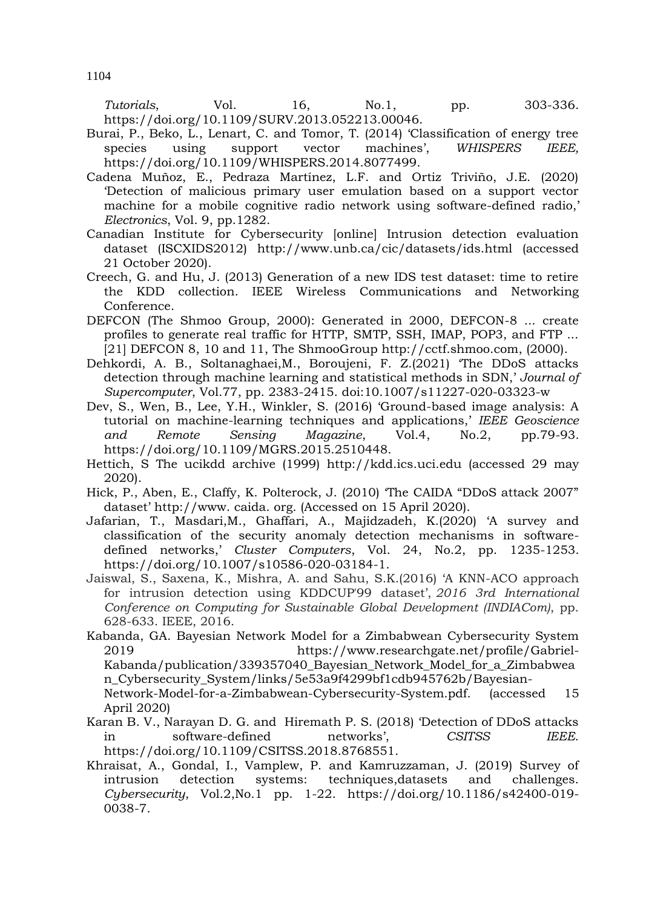*Tutorials*, Vol. 16, No.1, pp. 303-336. https://doi.org/10.1109/SURV.2013.052213.00046.

Burai, P., Beko, L., Lenart, C. and Tomor, T. (2014) 'Classification of energy tree species using support vector machines', *WHISPERS IEEE*, https://doi.org/10.1109/WHISPERS.2014.8077499.

Cadena Muñoz, E., Pedraza Martínez, L.F. and Ortiz Triviño, J.E. (2020) 'Detection of malicious primary user emulation based on a support vector machine for a mobile cognitive radio network using software-defined radio,' *Electronics*, Vol. 9, pp.1282.

Canadian Institute for Cybersecurity [online] Intrusion detection evaluation dataset (ISCXIDS2012) http://www.unb.ca/cic/datasets/ids.html (accessed 21 October 2020).

Creech, G. and Hu, J. (2013) Generation of a new IDS test dataset: time to retire the KDD collection. IEEE Wireless Communications and Networking Conference.

DEFCON (The Shmoo Group, 2000): Generated in 2000, DEFCON-8 ... create profiles to generate real traffic for HTTP, SMTP, SSH, IMAP, POP3, and FTP ... [21] DEFCON 8, 10 and 11, The ShmooGroup http://cctf.shmoo.com, (2000).

Dehkordi, A. B., Soltanaghaei,M., Boroujeni, F. Z.(2021) 'The DDoS attacks detection through machine learning and statistical methods in SDN,' *Journal of Supercomputer*, Vol.77, pp. 2383-2415. doi:10.1007/s11227-020-03323-w

Dev, S., Wen, B., Lee, Y.H., Winkler, S. (2016) 'Ground-based image analysis: A tutorial on machine-learning techniques and applications,' *IEEE Geoscience and Remote Sensing Magazine*, Vol.4, No.2, pp.79-93. https://doi.org/10.1109/MGRS.2015.2510448.

Hettich, S The ucikdd archive (1999) http://kdd.ics.uci.edu (accessed 29 may 2020).

Hick, P., Aben, E., Claffy, K. Polterock, J. (2010) 'The CAIDA "DDoS attack 2007" dataset' http://www. caida. org. (Accessed on 15 April 2020).

Jafarian, T., Masdari,M., Ghaffari, A., Majidzadeh, K.(2020) 'A survey and classification of the security anomaly detection mechanisms in software-defined networks,' *Cluster Computers*, Vol. 24, No.2, pp. 1235-1253. https://doi.org/10.1007/s10586-020-03184-1.

Jaiswal, S., Saxena, K., Mishra, A. and Sahu, S.K.(2016) 'A KNN-ACO approach for intrusion detection using KDDCUP'99 dataset', *2016 3rd International Conference on Computing for Sustainable Global Development (INDIACom)*, pp. 628-633. IEEE, 2016.

Kabanda, GA. Bayesian Network Model for a Zimbabwean Cybersecurity System 2019 https://www.researchgate.net/profile/Gabriel-Kabanda/publication/339357040_Bayesian_Network_Model_for_a_Zimbabwean_Cybersecurity_System/links/5e53a9f4299bf1cdb945762b/Bayesian-Network-Model-for-a-Zimbabwean-Cybersecurity-System.pdf. (accessed 15 April 2020)

Karan B. V., Narayan D. G. and Hiremath P. S. (2018) 'Detection of DDoS attacks in software-defined networks', *CSITSS IEEE*. https://doi.org/10.1109/CSITSS.2018.8768551.

Khraisat, A., Gondal, I., Vamplew, P. and Kamruzzaman, J. (2019) Survey of intrusion detection systems: techniques,datasets and challenges. *Cybersecurity*, Vol.2,No.1 pp. 1-22. https://doi.org/10.1186/s42400-019-0038-7.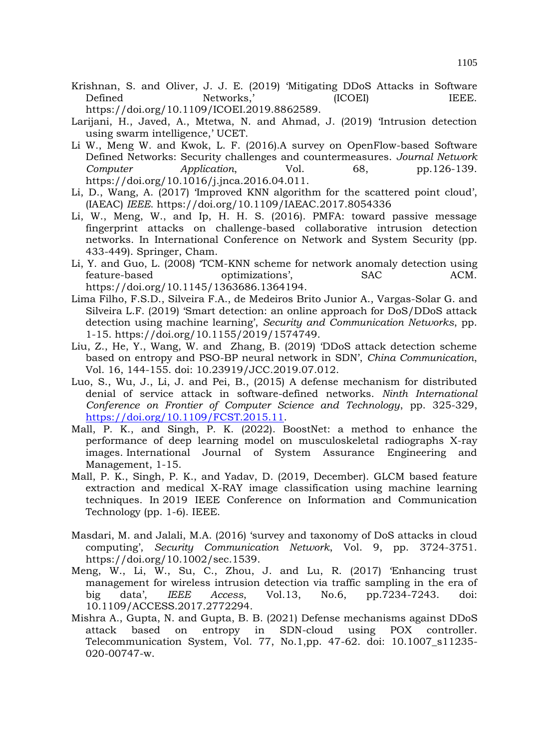Krishnan, S. and Oliver, J. J. E. (2019) 'Mitigating DDoS Attacks in Software Defined Networks,' (ICOEI) IEEE. https://doi.org/10.1109/ICOEI.2019.8862589.

Larijani, H., Javed, A., Mtetwa, N. and Ahmad, J. (2019) 'Intrusion detection using swarm intelligence,' UCET.

Li W., Meng W. and Kwok, L. F. (2016).A survey on OpenFlow-based Software Defined Networks: Security challenges and countermeasures. *Journal Network Computer Application*, Vol. 68, pp.126-139. https://doi.org/10.1016/j.jnca.2016.04.011.

Li, D., Wang, A. (2017) 'Improved KNN algorithm for the scattered point cloud', (IAEAC) *IEEE*. https://doi.org/10.1109/IAEAC.2017.8054336

Li, W., Meng, W., and Ip, H. H. S. (2016). PMFA: toward passive message fingerprint attacks on challenge-based collaborative intrusion detection networks. In International Conference on Network and System Security (pp. 433-449). Springer, Cham.

Li, Y. and Guo, L. (2008) 'TCM-KNN scheme for network anomaly detection using feature-based optimizations', SAC ACM. https://doi.org/10.1145/1363686.1364194.

Lima Filho, F.S.D., Silveira F.A., de Medeiros Brito Junior A., Vargas-Solar G. and Silveira L.F. (2019) 'Smart detection: an online approach for DoS/DDoS attack detection using machine learning', *Security and Communication Networks*, pp. 1-15. https://doi.org/10.1155/2019/1574749.

Liu, Z., He, Y., Wang, W. and Zhang, B. (2019) 'DDoS attack detection scheme based on entropy and PSO-BP neural network in SDN', *China Communication*, Vol. 16, 144-155. doi: 10.23919/JCC.2019.07.012.

Luo, S., Wu, J., Li, J. and Pei, B., (2015) A defense mechanism for distributed denial of service attack in software-defined networks. *Ninth International Conference on Frontier of Computer Science and Technology*, pp. 325-329, https://doi.org/10.1109/FCST.2015.11.

Mall, P. K., and Singh, P. K. (2022). BoostNet: a method to enhance the performance of deep learning model on musculoskeletal radiographs X-ray images. International Journal of System Assurance Engineering and Management, 1-15.

Mall, P. K., Singh, P. K., and Yadav, D. (2019, December). GLCM based feature extraction and medical X-RAY image classification using machine learning techniques. In 2019 IEEE Conference on Information and Communication Technology (pp. 1-6). IEEE.

Masdari, M. and Jalali, M.A. (2016) 'survey and taxonomy of DoS attacks in cloud computing', *Security Communication Network*, Vol. 9, pp. 3724-3751. https://doi.org/10.1002/sec.1539.

Meng, W., Li, W., Su, C., Zhou, J. and Lu, R. (2017) 'Enhancing trust management for wireless intrusion detection via traffic sampling in the era of big data', *IEEE Access*, Vol.13, No.6, pp.7234-7243. doi: 10.1109/ACCESS.2017.2772294.

Mishra A., Gupta, N. and Gupta, B. B. (2021) Defense mechanisms against DDoS attack based on entropy in SDN-cloud using POX controller. Telecommunication System, Vol. 77, No.1,pp. 47-62. doi: 10.1007_s11235-020-00747-w.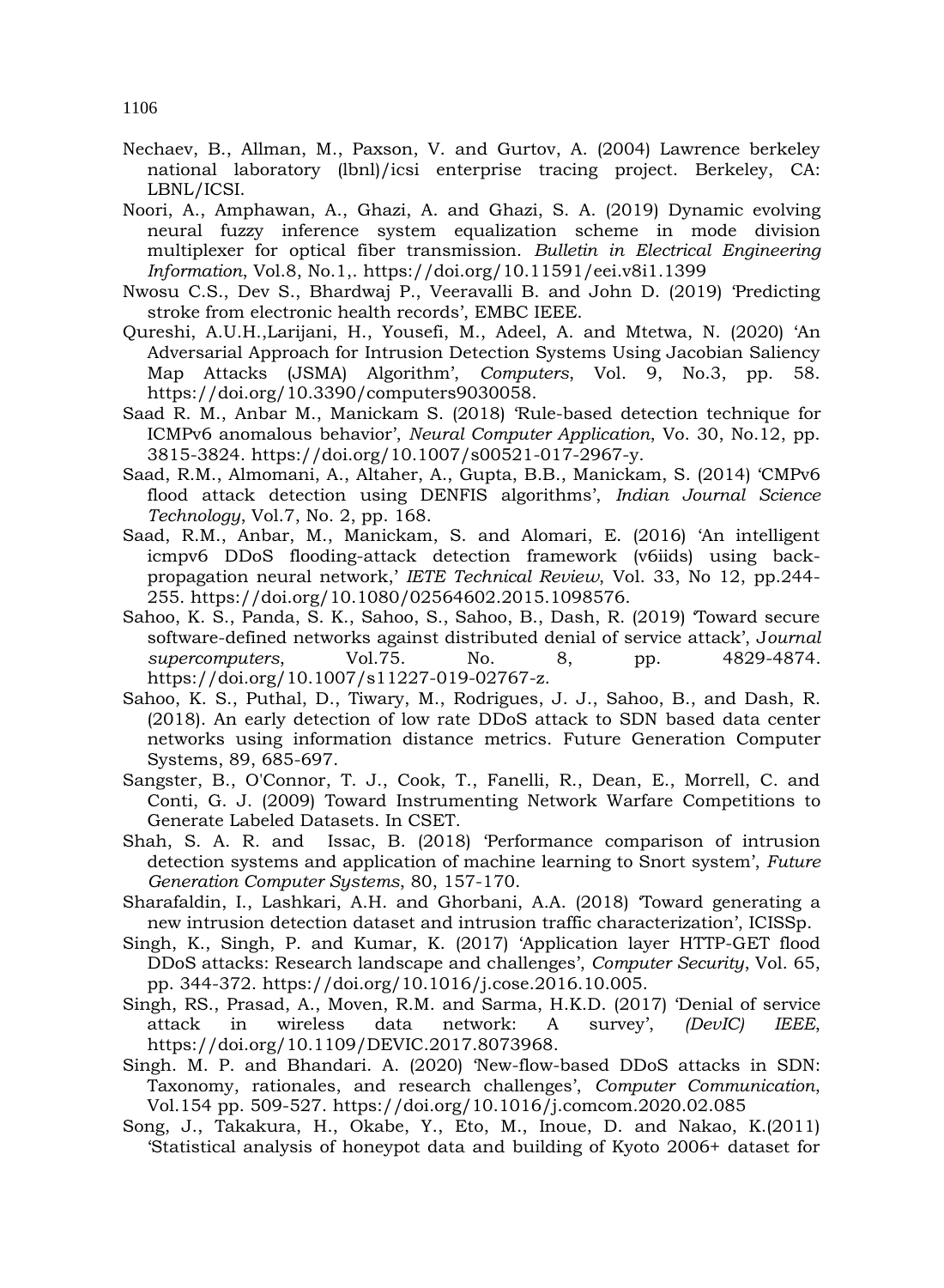Nechaev, B., Allman, M., Paxson, V. and Gurtov, A. (2004) Lawrence berkeley national laboratory (lbnl)/icsi enterprise tracing project. Berkeley, CA: LBNL/ICSI.

Noori, A., Amphawan, A., Ghazi, A. and Ghazi, S. A. (2019) Dynamic evolving neural fuzzy inference system equalization scheme in mode division multiplexer for optical fiber transmission. *Bulletin in Electrical Engineering Information*, Vol.8, No.1,. https://doi.org/10.11591/eei.v8i1.1399

Nwosu C.S., Dev S., Bhardwaj P., Veeravalli B. and John D. (2019) 'Predicting stroke from electronic health records', EMBC IEEE.

Qureshi, A.U.H.,Larijani, H., Yousefi, M., Adeel, A. and Mtetwa, N. (2020) 'An Adversarial Approach for Intrusion Detection Systems Using Jacobian Saliency Map Attacks (JSMA) Algorithm', *Computers*, Vol. 9, No.3, pp. 58. https://doi.org/10.3390/computers9030058.

Saad R. M., Anbar M., Manickam S. (2018) 'Rule-based detection technique for ICMPv6 anomalous behavior', *Neural Computer Application*, Vo. 30, No.12, pp. 3815-3824. https://doi.org/10.1007/s00521-017-2967-y.

Saad, R.M., Almomani, A., Altaher, A., Gupta, B.B., Manickam, S. (2014) 'CMPv6 flood attack detection using DENFIS algorithms', *Indian Journal Science Technology*, Vol.7, No. 2, pp. 168.

Saad, R.M., Anbar, M., Manickam, S. and Alomari, E. (2016) 'An intelligent icmpv6 DDoS flooding-attack detection framework (v6iids) using back-propagation neural network,' *IETE Technical Review*, Vol. 33, No 12, pp.244-255. https://doi.org/10.1080/02564602.2015.1098576.

Sahoo, K. S., Panda, S. K., Sahoo, S., Sahoo, B., Dash, R. (2019) 'Toward secure software-defined networks against distributed denial of service attack', J*ournal supercomputers*, Vol.75. No. 8, pp. 4829-4874. https://doi.org/10.1007/s11227-019-02767-z.

Sahoo, K. S., Puthal, D., Tiwary, M., Rodrigues, J. J., Sahoo, B., and Dash, R. (2018). An early detection of low rate DDoS attack to SDN based data center networks using information distance metrics. Future Generation Computer Systems, 89, 685-697.

Sangster, B., O'Connor, T. J., Cook, T., Fanelli, R., Dean, E., Morrell, C. and Conti, G. J. (2009) Toward Instrumenting Network Warfare Competitions to Generate Labeled Datasets. In CSET.

Shah, S. A. R. and Issac, B. (2018) 'Performance comparison of intrusion detection systems and application of machine learning to Snort system', *Future Generation Computer Systems*, 80, 157-170.

Sharafaldin, I., Lashkari, A.H. and Ghorbani, A.A. (2018) 'Toward generating a new intrusion detection dataset and intrusion traffic characterization', ICISSp.

Singh, K., Singh, P. and Kumar, K. (2017) 'Application layer HTTP-GET flood DDoS attacks: Research landscape and challenges', *Computer Security*, Vol. 65, pp. 344-372. https://doi.org/10.1016/j.cose.2016.10.005.

Singh, RS., Prasad, A., Moven, R.M. and Sarma, H.K.D. (2017) 'Denial of service attack in wireless data network: A survey', *(DevIC) IEEE*, https://doi.org/10.1109/DEVIC.2017.8073968.

Singh. M. P. and Bhandari. A. (2020) 'New-flow-based DDoS attacks in SDN: Taxonomy, rationales, and research challenges', *Computer Communication*, Vol.154 pp. 509-527. https://doi.org/10.1016/j.comcom.2020.02.085

Song, J., Takakura, H., Okabe, Y., Eto, M., Inoue, D. and Nakao, K.(2011) 'Statistical analysis of honeypot data and building of Kyoto 2006+ dataset for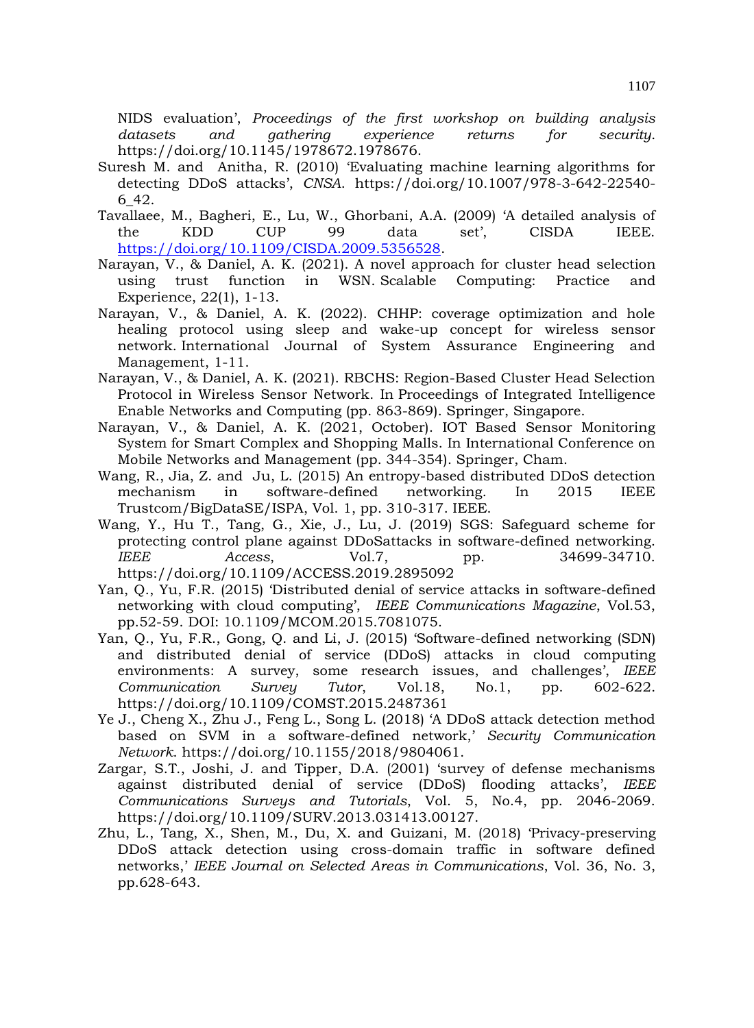NIDS evaluation', *Proceedings of the first workshop on building analysis datasets and gathering experience returns for security*. https://doi.org/10.1145/1978672.1978676.

Suresh M. and Anitha, R. (2010) 'Evaluating machine learning algorithms for detecting DDoS attacks', *CNSA*. https://doi.org/10.1007/978-3-642-22540-6_42.

Tavallaee, M., Bagheri, E., Lu, W., Ghorbani, A.A. (2009) 'A detailed analysis of the KDD CUP 99 data set', CISDA IEEE. https://doi.org/10.1109/CISDA.2009.5356528.

Narayan, V., & Daniel, A. K. (2021). A novel approach for cluster head selection using trust function in WSN. Scalable Computing: Practice and Experience, 22(1), 1-13.

Narayan, V., & Daniel, A. K. (2022). CHHP: coverage optimization and hole healing protocol using sleep and wake-up concept for wireless sensor network. International Journal of System Assurance Engineering and Management, 1-11.

Narayan, V., & Daniel, A. K. (2021). RBCHS: Region-Based Cluster Head Selection Protocol in Wireless Sensor Network. In Proceedings of Integrated Intelligence Enable Networks and Computing (pp. 863-869). Springer, Singapore.

Narayan, V., & Daniel, A. K. (2021, October). IOT Based Sensor Monitoring System for Smart Complex and Shopping Malls. In International Conference on Mobile Networks and Management (pp. 344-354). Springer, Cham.

Wang, R., Jia, Z. and Ju, L. (2015) An entropy-based distributed DDoS detection mechanism in software-defined networking. In 2015 IEEE Trustcom/BigDataSE/ISPA, Vol. 1, pp. 310-317. IEEE.

Wang, Y., Hu T., Tang, G., Xie, J., Lu, J. (2019) SGS: Safeguard scheme for protecting control plane against DDoSattacks in software-defined networking. *IEEE Access*, Vol.7, pp. 34699-34710. https://doi.org/10.1109/ACCESS.2019.2895092

Yan, Q., Yu, F.R. (2015) 'Distributed denial of service attacks in software-defined networking with cloud computing', *IEEE Communications Magazine*, Vol.53, pp.52-59. DOI: 10.1109/MCOM.2015.7081075.

Yan, Q., Yu, F.R., Gong, Q. and Li, J. (2015) 'Software-defined networking (SDN) and distributed denial of service (DDoS) attacks in cloud computing environments: A survey, some research issues, and challenges', *IEEE Communication Survey Tutor*, Vol.18, No.1, pp. 602-622. https://doi.org/10.1109/COMST.2015.2487361

Ye J., Cheng X., Zhu J., Feng L., Song L. (2018) 'A DDoS attack detection method based on SVM in a software-defined network,' *Security Communication Network*. https://doi.org/10.1155/2018/9804061.

Zargar, S.T., Joshi, J. and Tipper, D.A. (2001) 'survey of defense mechanisms against distributed denial of service (DDoS) flooding attacks', *IEEE Communications Surveys and Tutorials*, Vol. 5, No.4, pp. 2046-2069. https://doi.org/10.1109/SURV.2013.031413.00127.

Zhu, L., Tang, X., Shen, M., Du, X. and Guizani, M. (2018) 'Privacy-preserving DDoS attack detection using cross-domain traffic in software defined networks,' *IEEE Journal on Selected Areas in Communications*, Vol. 36, No. 3, pp.628-643.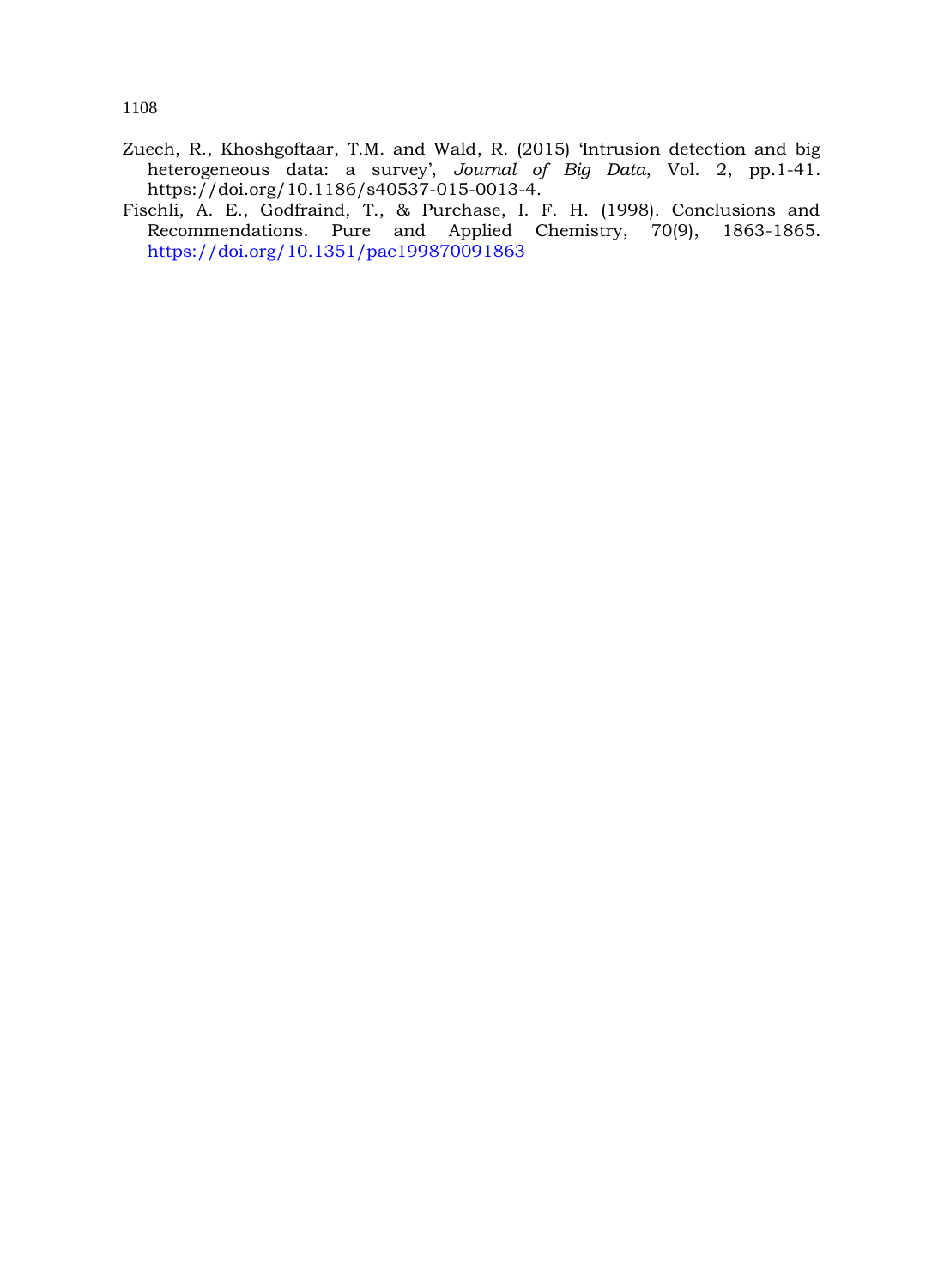Zuech, R., Khoshgoftaar, T.M. and Wald, R. (2015) 'Intrusion detection and big heterogeneous data: a survey', *Journal of Big Data*, Vol. 2, pp.1-41. https://doi.org/10.1186/s40537-015-0013-4.

Fischli, A. E., Godfraind, T., & Purchase, I. F. H. (1998). Conclusions and Recommendations. Pure and Applied Chemistry, 70(9), 1863-1865. https://doi.org/10.1351/pac199870091863